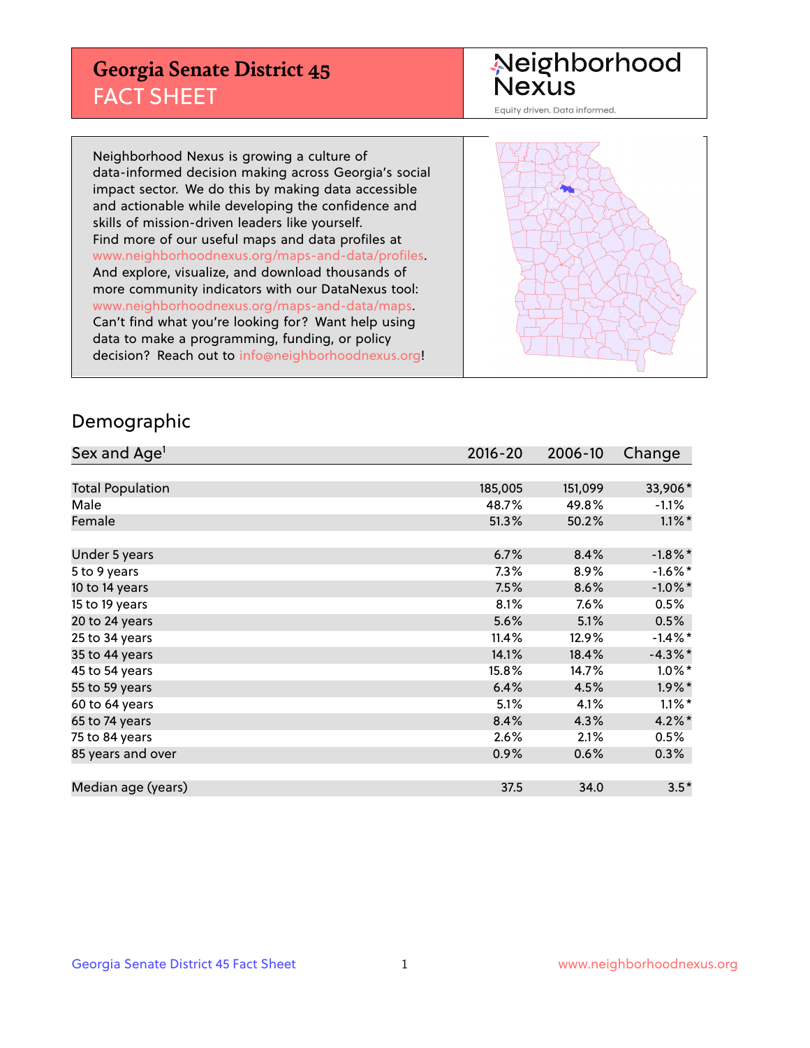# Georgia Senate District 45
## FACT SHEET

Neighborhood Nexus
Equity driven. Data informed.

Neighborhood Nexus is growing a culture of data-informed decision making across Georgia's social impact sector. We do this by making data accessible and actionable while developing the confidence and skills of mission-driven leaders like yourself. Find more of our useful maps and data profiles at www.neighborhoodnexus.org/maps-and-data/profiles. And explore, visualize, and download thousands of more community indicators with our DataNexus tool: www.neighborhoodnexus.org/maps-and-data/maps. Can't find what you're looking for? Want help using data to make a programming, funding, or policy decision? Reach out to info@neighborhoodnexus.org!

## Demographic

| Sex and Age[1] | 2016-20 | 2006-10 | Change |
|---|---|---|---|
| Total Population | 185,005 | 151,099 | 33,906* |
| Male | 48.7% | 49.8% | -1.1% |
| Female | 51.3% | 50.2% | 1.1%* |
| Under 5 years | 6.7% | 8.4% | -1.8%* |
| 5 to 9 years | 7.3% | 8.9% | -1.6%* |
| 10 to 14 years | 7.5% | 8.6% | -1.0%* |
| 15 to 19 years | 8.1% | 7.6% | 0.5% |
| 20 to 24 years | 5.6% | 5.1% | 0.5% |
| 25 to 34 years | 11.4% | 12.9% | -1.4%* |
| 35 to 44 years | 14.1% | 18.4% | -4.3%* |
| 45 to 54 years | 15.8% | 14.7% | 1.0%* |
| 55 to 59 years | 6.4% | 4.5% | 1.9%* |
| 60 to 64 years | 5.1% | 4.1% | 1.1%* |
| 65 to 74 years | 8.4% | 4.3% | 4.2%* |
| 75 to 84 years | 2.6% | 2.1% | 0.5% |
| 85 years and over | 0.9% | 0.6% | 0.3% |
| Median age (years) | 37.5 | 34.0 | 3.5* |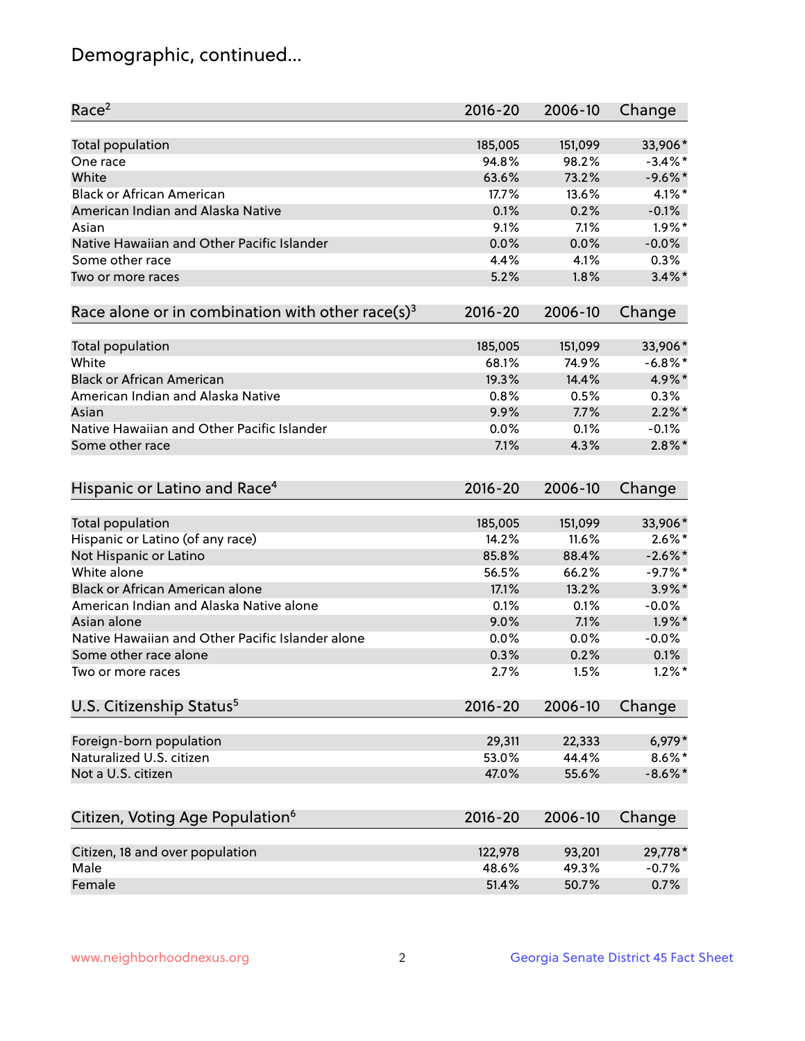## Demographic, continued...

| Race[2] | 2016-20 | 2006-10 | Change |
|---|---|---|---|
| Total population | 185,005 | 151,099 | 33,906* |
| One race | 94.8% | 98.2% | -3.4%* |
| White | 63.6% | 73.2% | -9.6%* |
| Black or African American | 17.7% | 13.6% | 4.1%* |
| American Indian and Alaska Native | 0.1% | 0.2% | -0.1% |
| Asian | 9.1% | 7.1% | 1.9%* |
| Native Hawaiian and Other Pacific Islander | 0.0% | 0.0% | -0.0% |
| Some other race | 4.4% | 4.1% | 0.3% |
| Two or more races | 5.2% | 1.8% | 3.4%* |

| Race alone or in combination with other race(s)[3] | 2016-20 | 2006-10 | Change |
|---|---|---|---|
| Total population | 185,005 | 151,099 | 33,906* |
| White | 68.1% | 74.9% | -6.8%* |
| Black or African American | 19.3% | 14.4% | 4.9%* |
| American Indian and Alaska Native | 0.8% | 0.5% | 0.3% |
| Asian | 9.9% | 7.7% | 2.2%* |
| Native Hawaiian and Other Pacific Islander | 0.0% | 0.1% | -0.1% |
| Some other race | 7.1% | 4.3% | 2.8%* |

| Hispanic or Latino and Race[4] | 2016-20 | 2006-10 | Change |
|---|---|---|---|
| Total population | 185,005 | 151,099 | 33,906* |
| Hispanic or Latino (of any race) | 14.2% | 11.6% | 2.6%* |
| Not Hispanic or Latino | 85.8% | 88.4% | -2.6%* |
| White alone | 56.5% | 66.2% | -9.7%* |
| Black or African American alone | 17.1% | 13.2% | 3.9%* |
| American Indian and Alaska Native alone | 0.1% | 0.1% | -0.0% |
| Asian alone | 9.0% | 7.1% | 1.9%* |
| Native Hawaiian and Other Pacific Islander alone | 0.0% | 0.0% | -0.0% |
| Some other race alone | 0.3% | 0.2% | 0.1% |
| Two or more races | 2.7% | 1.5% | 1.2%* |

| U.S. Citizenship Status[5] | 2016-20 | 2006-10 | Change |
|---|---|---|---|
| Foreign-born population | 29,311 | 22,333 | 6,979* |
| Naturalized U.S. citizen | 53.0% | 44.4% | 8.6%* |
| Not a U.S. citizen | 47.0% | 55.6% | -8.6%* |

| Citizen, Voting Age Population[6] | 2016-20 | 2006-10 | Change |
|---|---|---|---|
| Citizen, 18 and over population | 122,978 | 93,201 | 29,778* |
| Male | 48.6% | 49.3% | -0.7% |
| Female | 51.4% | 50.7% | 0.7% |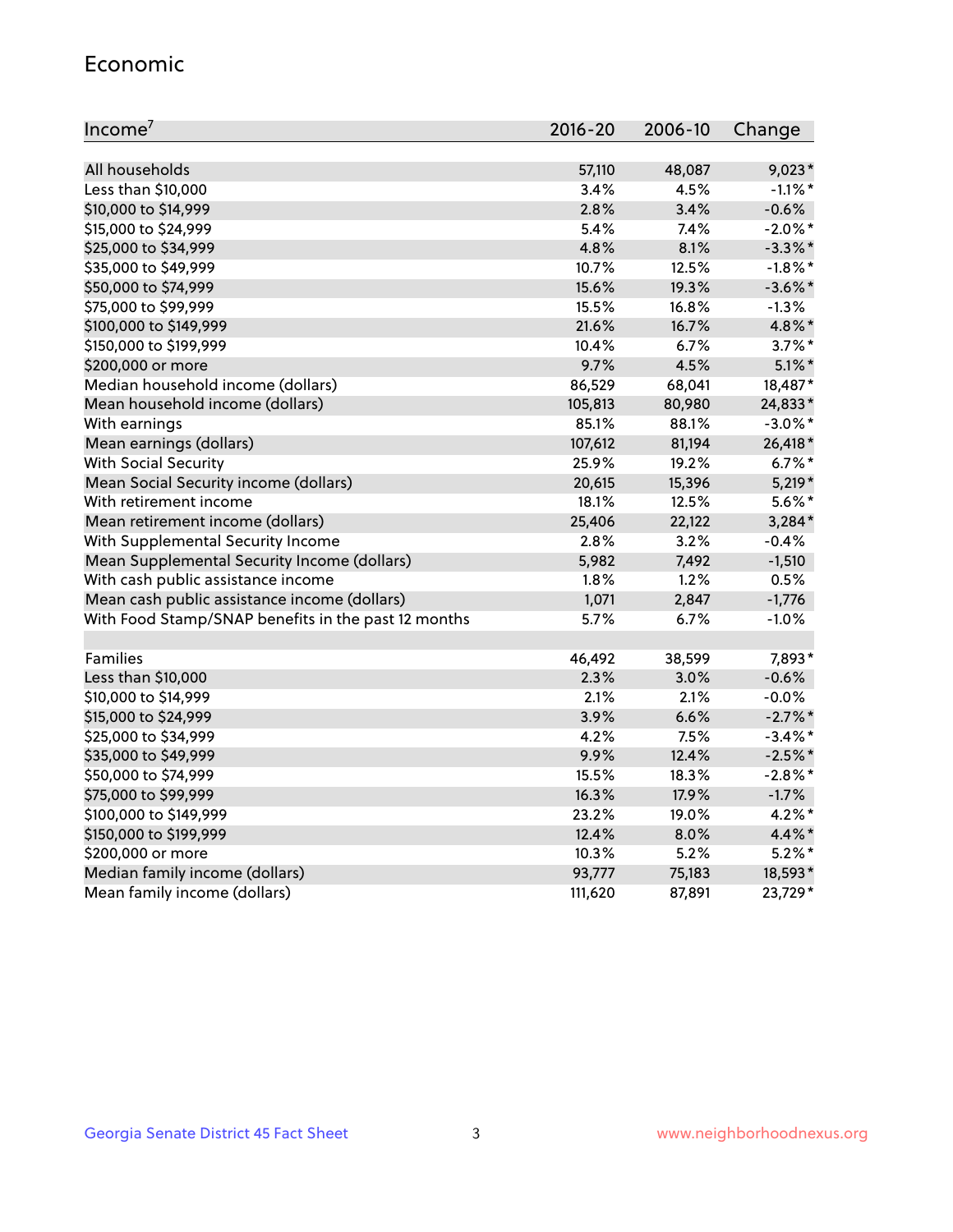## Economic

| Income[7] | 2016-20 | 2006-10 | Change |
|---|---|---|---|
| All households | 57,110 | 48,087 | 9,023* |
| Less than $10,000 | 3.4% | 4.5% | -1.1%* |
| $10,000 to $14,999 | 2.8% | 3.4% | -0.6% |
| $15,000 to $24,999 | 5.4% | 7.4% | -2.0%* |
| $25,000 to $34,999 | 4.8% | 8.1% | -3.3%* |
| $35,000 to $49,999 | 10.7% | 12.5% | -1.8%* |
| $50,000 to $74,999 | 15.6% | 19.3% | -3.6%* |
| $75,000 to $99,999 | 15.5% | 16.8% | -1.3% |
| $100,000 to $149,999 | 21.6% | 16.7% | 4.8%* |
| $150,000 to $199,999 | 10.4% | 6.7% | 3.7%* |
| $200,000 or more | 9.7% | 4.5% | 5.1%* |
| Median household income (dollars) | 86,529 | 68,041 | 18,487* |
| Mean household income (dollars) | 105,813 | 80,980 | 24,833* |
| With earnings | 85.1% | 88.1% | -3.0%* |
| Mean earnings (dollars) | 107,612 | 81,194 | 26,418* |
| With Social Security | 25.9% | 19.2% | 6.7%* |
| Mean Social Security income (dollars) | 20,615 | 15,396 | 5,219* |
| With retirement income | 18.1% | 12.5% | 5.6%* |
| Mean retirement income (dollars) | 25,406 | 22,122 | 3,284* |
| With Supplemental Security Income | 2.8% | 3.2% | -0.4% |
| Mean Supplemental Security Income (dollars) | 5,982 | 7,492 | -1,510 |
| With cash public assistance income | 1.8% | 1.2% | 0.5% |
| Mean cash public assistance income (dollars) | 1,071 | 2,847 | -1,776 |
| With Food Stamp/SNAP benefits in the past 12 months | 5.7% | 6.7% | -1.0% |
| | | | |
| Families | 46,492 | 38,599 | 7,893* |
| Less than $10,000 | 2.3% | 3.0% | -0.6% |
| $10,000 to $14,999 | 2.1% | 2.1% | -0.0% |
| $15,000 to $24,999 | 3.9% | 6.6% | -2.7%* |
| $25,000 to $34,999 | 4.2% | 7.5% | -3.4%* |
| $35,000 to $49,999 | 9.9% | 12.4% | -2.5%* |
| $50,000 to $74,999 | 15.5% | 18.3% | -2.8%* |
| $75,000 to $99,999 | 16.3% | 17.9% | -1.7% |
| $100,000 to $149,999 | 23.2% | 19.0% | 4.2%* |
| $150,000 to $199,999 | 12.4% | 8.0% | 4.4%* |
| $200,000 or more | 10.3% | 5.2% | 5.2%* |
| Median family income (dollars) | 93,777 | 75,183 | 18,593* |
| Mean family income (dollars) | 111,620 | 87,891 | 23,729* |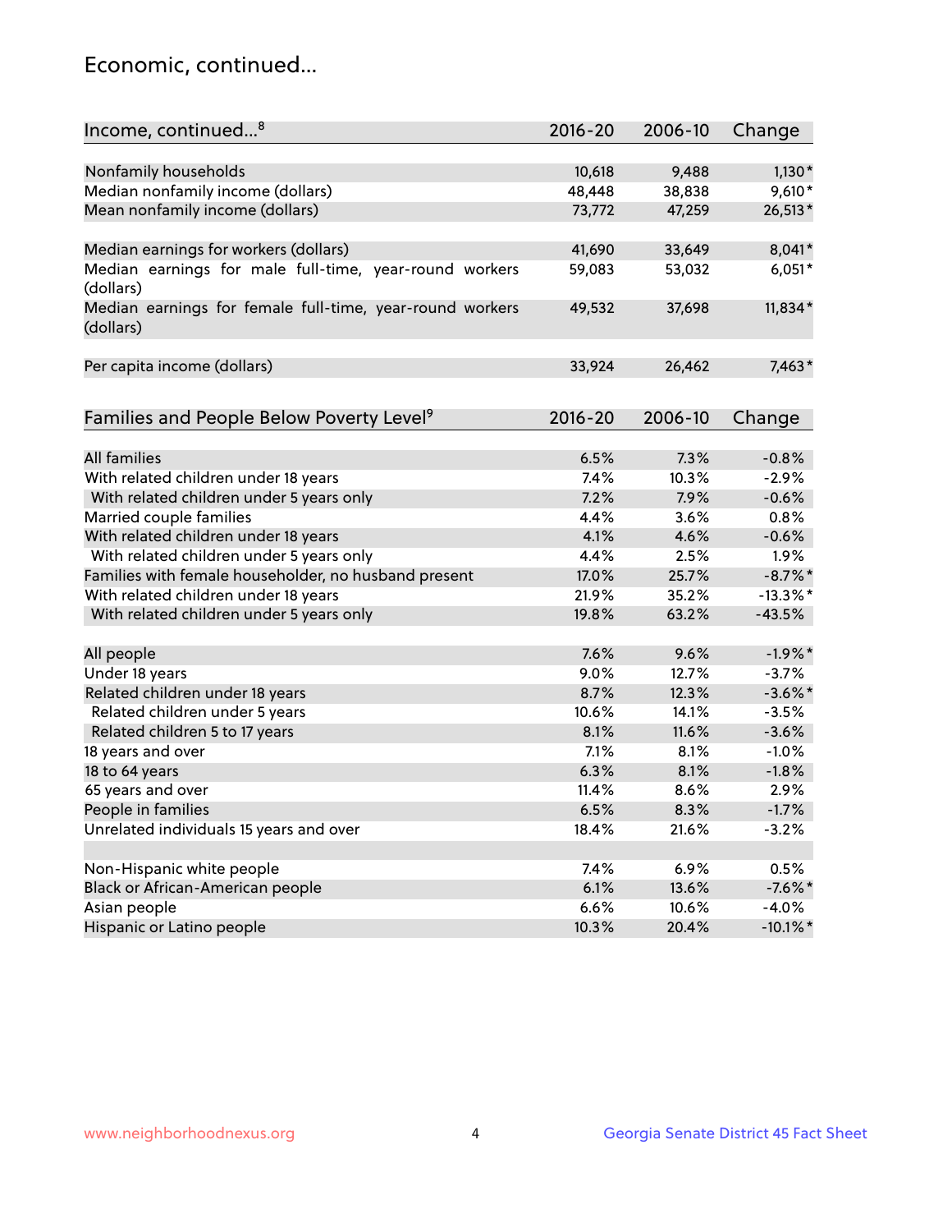## Economic, continued...

| Income, continued...[8] | 2016-20 | 2006-10 | Change |
|---|---|---|---|
| Nonfamily households | 10,618 | 9,488 | 1,130* |
| Median nonfamily income (dollars) | 48,448 | 38,838 | 9,610* |
| Mean nonfamily income (dollars) | 73,772 | 47,259 | 26,513* |
| | | | |
| Median earnings for workers (dollars) | 41,690 | 33,649 | 8,041* |
| Median earnings for male full-time, year-round workers (dollars) | 59,083 | 53,032 | 6,051* |
| Median earnings for female full-time, year-round workers (dollars) | 49,532 | 37,698 | 11,834* |
| | | | |
| Per capita income (dollars) | 33,924 | 26,462 | 7,463* |

| Families and People Below Poverty Level[9] | 2016-20 | 2006-10 | Change |
|---|---|---|---|
| All families | 6.5% | 7.3% | -0.8% |
| With related children under 18 years | 7.4% | 10.3% | -2.9% |
| With related children under 5 years only | 7.2% | 7.9% | -0.6% |
| Married couple families | 4.4% | 3.6% | 0.8% |
| With related children under 18 years | 4.1% | 4.6% | -0.6% |
| With related children under 5 years only | 4.4% | 2.5% | 1.9% |
| Families with female householder, no husband present | 17.0% | 25.7% | -8.7%* |
| With related children under 18 years | 21.9% | 35.2% | -13.3%* |
| With related children under 5 years only | 19.8% | 63.2% | -43.5% |
| | | | |
| All people | 7.6% | 9.6% | -1.9%* |
| Under 18 years | 9.0% | 12.7% | -3.7% |
| Related children under 18 years | 8.7% | 12.3% | -3.6%* |
| Related children under 5 years | 10.6% | 14.1% | -3.5% |
| Related children 5 to 17 years | 8.1% | 11.6% | -3.6% |
| 18 years and over | 7.1% | 8.1% | -1.0% |
| 18 to 64 years | 6.3% | 8.1% | -1.8% |
| 65 years and over | 11.4% | 8.6% | 2.9% |
| People in families | 6.5% | 8.3% | -1.7% |
| Unrelated individuals 15 years and over | 18.4% | 21.6% | -3.2% |
| | | | |
| Non-Hispanic white people | 7.4% | 6.9% | 0.5% |
| Black or African-American people | 6.1% | 13.6% | -7.6%* |
| Asian people | 6.6% | 10.6% | -4.0% |
| Hispanic or Latino people | 10.3% | 20.4% | -10.1%* |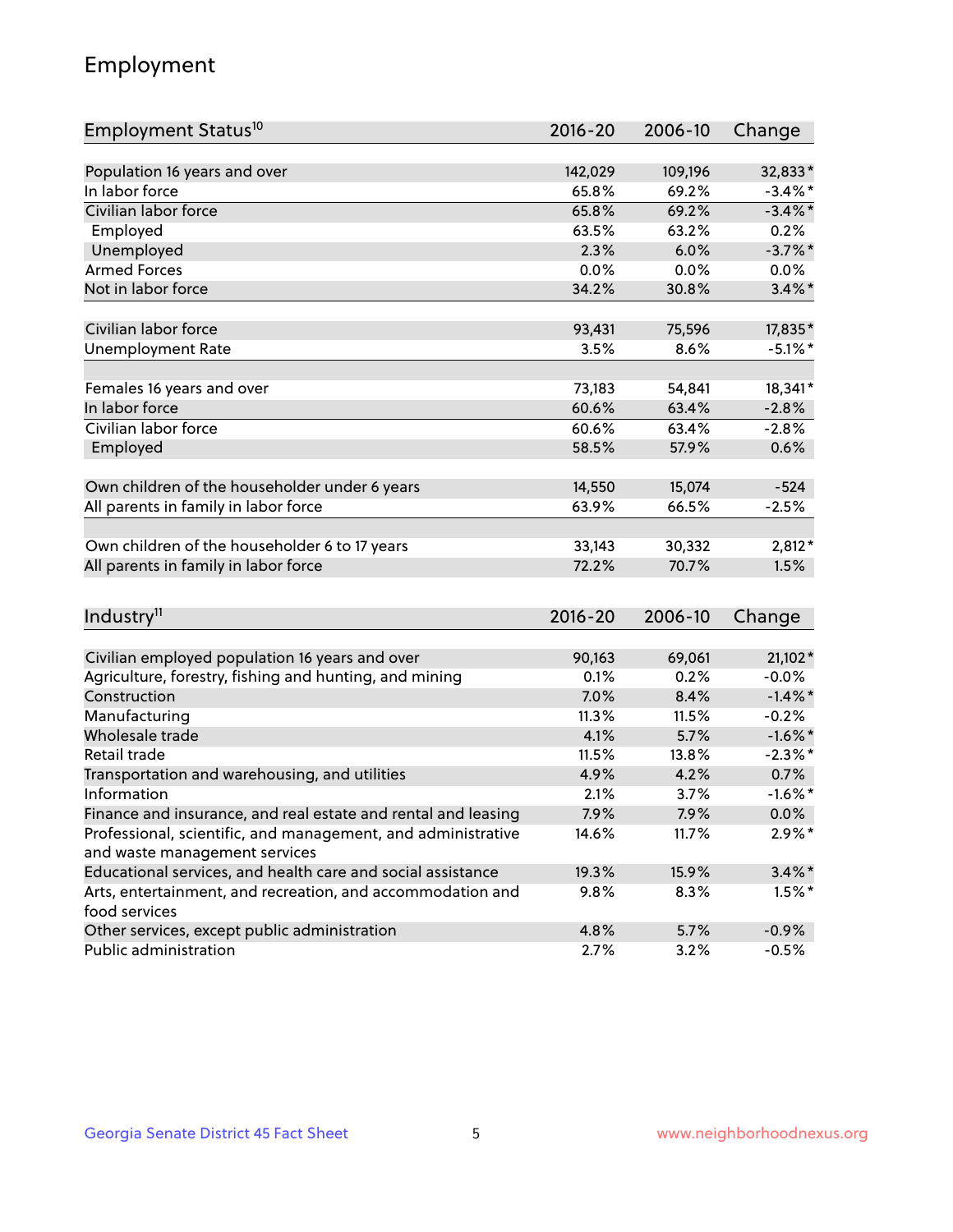# Employment

| Employment Status[10] | 2016-20 | 2006-10 | Change |
|---|---|---|---|
| Population 16 years and over | 142,029 | 109,196 | 32,833* |
| In labor force | 65.8% | 69.2% | -3.4%* |
| Civilian labor force | 65.8% | 69.2% | -3.4%* |
| Employed | 63.5% | 63.2% | 0.2% |
| Unemployed | 2.3% | 6.0% | -3.7%* |
| Armed Forces | 0.0% | 0.0% | 0.0% |
| Not in labor force | 34.2% | 30.8% | 3.4%* |
| | | | |
| Civilian labor force | 93,431 | 75,596 | 17,835* |
| Unemployment Rate | 3.5% | 8.6% | -5.1%* |
| | | | |
| Females 16 years and over | 73,183 | 54,841 | 18,341* |
| In labor force | 60.6% | 63.4% | -2.8% |
| Civilian labor force | 60.6% | 63.4% | -2.8% |
| Employed | 58.5% | 57.9% | 0.6% |
| | | | |
| Own children of the householder under 6 years | 14,550 | 15,074 | -524 |
| All parents in family in labor force | 63.9% | 66.5% | -2.5% |
| | | | |
| Own children of the householder 6 to 17 years | 33,143 | 30,332 | 2,812* |
| All parents in family in labor force | 72.2% | 70.7% | 1.5% |

| Industry[11] | 2016-20 | 2006-10 | Change |
|---|---|---|---|
| Civilian employed population 16 years and over | 90,163 | 69,061 | 21,102* |
| Agriculture, forestry, fishing and hunting, and mining | 0.1% | 0.2% | -0.0% |
| Construction | 7.0% | 8.4% | -1.4%* |
| Manufacturing | 11.3% | 11.5% | -0.2% |
| Wholesale trade | 4.1% | 5.7% | -1.6%* |
| Retail trade | 11.5% | 13.8% | -2.3%* |
| Transportation and warehousing, and utilities | 4.9% | 4.2% | 0.7% |
| Information | 2.1% | 3.7% | -1.6%* |
| Finance and insurance, and real estate and rental and leasing | 7.9% | 7.9% | 0.0% |
| Professional, scientific, and management, and administrative and waste management services | 14.6% | 11.7% | 2.9%* |
| Educational services, and health care and social assistance | 19.3% | 15.9% | 3.4%* |
| Arts, entertainment, and recreation, and accommodation and food services | 9.8% | 8.3% | 1.5%* |
| Other services, except public administration | 4.8% | 5.7% | -0.9% |
| Public administration | 2.7% | 3.2% | -0.5% |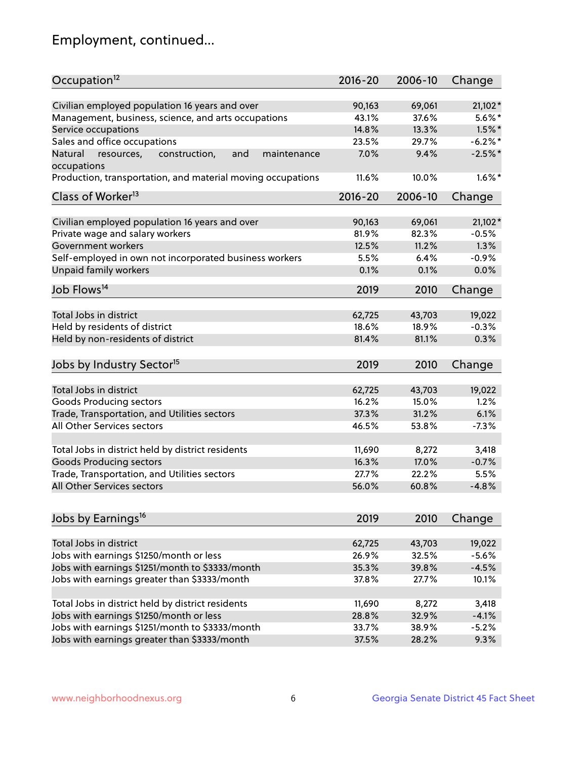# Employment, continued...

| Occupation[12] | 2016-20 | 2006-10 | Change |
|---|---|---|---|
| Civilian employed population 16 years and over | 90,163 | 69,061 | 21,102* |
| Management, business, science, and arts occupations | 43.1% | 37.6% | 5.6%* |
| Service occupations | 14.8% | 13.3% | 1.5%* |
| Sales and office occupations | 23.5% | 29.7% | -6.2%* |
| Natural resources, construction, and maintenance occupations | 7.0% | 9.4% | -2.5%* |
| Production, transportation, and material moving occupations | 11.6% | 10.0% | 1.6%* |

| Class of Worker[13] | 2016-20 | 2006-10 | Change |
|---|---|---|---|
| Civilian employed population 16 years and over | 90,163 | 69,061 | 21,102* |
| Private wage and salary workers | 81.9% | 82.3% | -0.5% |
| Government workers | 12.5% | 11.2% | 1.3% |
| Self-employed in own not incorporated business workers | 5.5% | 6.4% | -0.9% |
| Unpaid family workers | 0.1% | 0.1% | 0.0% |

| Job Flows[14] | 2019 | 2010 | Change |
|---|---|---|---|
| Total Jobs in district | 62,725 | 43,703 | 19,022 |
| Held by residents of district | 18.6% | 18.9% | -0.3% |
| Held by non-residents of district | 81.4% | 81.1% | 0.3% |

| Jobs by Industry Sector[15] | 2019 | 2010 | Change |
|---|---|---|---|
| Total Jobs in district | 62,725 | 43,703 | 19,022 |
| Goods Producing sectors | 16.2% | 15.0% | 1.2% |
| Trade, Transportation, and Utilities sectors | 37.3% | 31.2% | 6.1% |
| All Other Services sectors | 46.5% | 53.8% | -7.3% |
| | | | |
| Total Jobs in district held by district residents | 11,690 | 8,272 | 3,418 |
| Goods Producing sectors | 16.3% | 17.0% | -0.7% |
| Trade, Transportation, and Utilities sectors | 27.7% | 22.2% | 5.5% |
| All Other Services sectors | 56.0% | 60.8% | -4.8% |

| Jobs by Earnings[16] | 2019 | 2010 | Change |
|---|---|---|---|
| Total Jobs in district | 62,725 | 43,703 | 19,022 |
| Jobs with earnings $1250/month or less | 26.9% | 32.5% | -5.6% |
| Jobs with earnings $1251/month to $3333/month | 35.3% | 39.8% | -4.5% |
| Jobs with earnings greater than $3333/month | 37.8% | 27.7% | 10.1% |
| | | | |
| Total Jobs in district held by district residents | 11,690 | 8,272 | 3,418 |
| Jobs with earnings $1250/month or less | 28.8% | 32.9% | -4.1% |
| Jobs with earnings $1251/month to $3333/month | 33.7% | 38.9% | -5.2% |
| Jobs with earnings greater than $3333/month | 37.5% | 28.2% | 9.3% |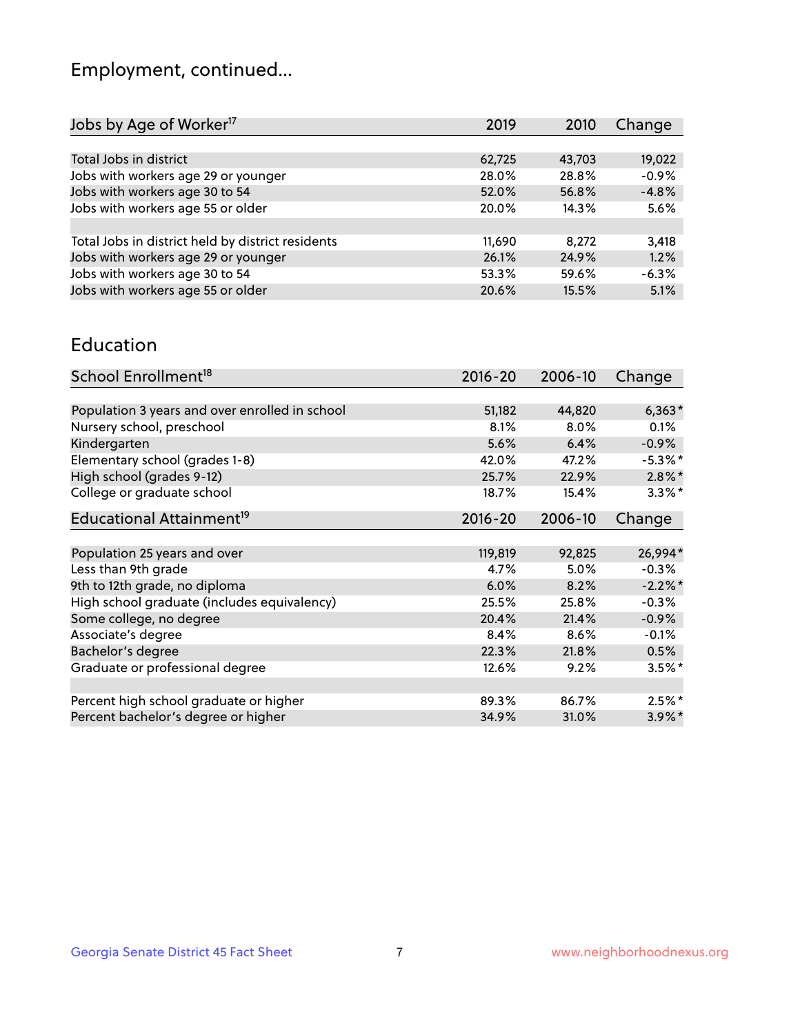# Employment, continued...

| Jobs by Age of Worker[17] | 2019 | 2010 | Change |
|---|---|---|---|
| Total Jobs in district | 62,725 | 43,703 | 19,022 |
| Jobs with workers age 29 or younger | 28.0% | 28.8% | -0.9% |
| Jobs with workers age 30 to 54 | 52.0% | 56.8% | -4.8% |
| Jobs with workers age 55 or older | 20.0% | 14.3% | 5.6% |
| | | | |
| Total Jobs in district held by district residents | 11,690 | 8,272 | 3,418 |
| Jobs with workers age 29 or younger | 26.1% | 24.9% | 1.2% |
| Jobs with workers age 30 to 54 | 53.3% | 59.6% | -6.3% |
| Jobs with workers age 55 or older | 20.6% | 15.5% | 5.1% |

## Education

| School Enrollment[18] | 2016-20 | 2006-10 | Change |
|---|---|---|---|
| Population 3 years and over enrolled in school | 51,182 | 44,820 | 6,363* |
| Nursery school, preschool | 8.1% | 8.0% | 0.1% |
| Kindergarten | 5.6% | 6.4% | -0.9% |
| Elementary school (grades 1-8) | 42.0% | 47.2% | -5.3%* |
| High school (grades 9-12) | 25.7% | 22.9% | 2.8%* |
| College or graduate school | 18.7% | 15.4% | 3.3%* |

| Educational Attainment[19] | 2016-20 | 2006-10 | Change |
|---|---|---|---|
| Population 25 years and over | 119,819 | 92,825 | 26,994* |
| Less than 9th grade | 4.7% | 5.0% | -0.3% |
| 9th to 12th grade, no diploma | 6.0% | 8.2% | -2.2%* |
| High school graduate (includes equivalency) | 25.5% | 25.8% | -0.3% |
| Some college, no degree | 20.4% | 21.4% | -0.9% |
| Associate's degree | 8.4% | 8.6% | -0.1% |
| Bachelor's degree | 22.3% | 21.8% | 0.5% |
| Graduate or professional degree | 12.6% | 9.2% | 3.5%* |
| | | | |
| Percent high school graduate or higher | 89.3% | 86.7% | 2.5%* |
| Percent bachelor's degree or higher | 34.9% | 31.0% | 3.9%* |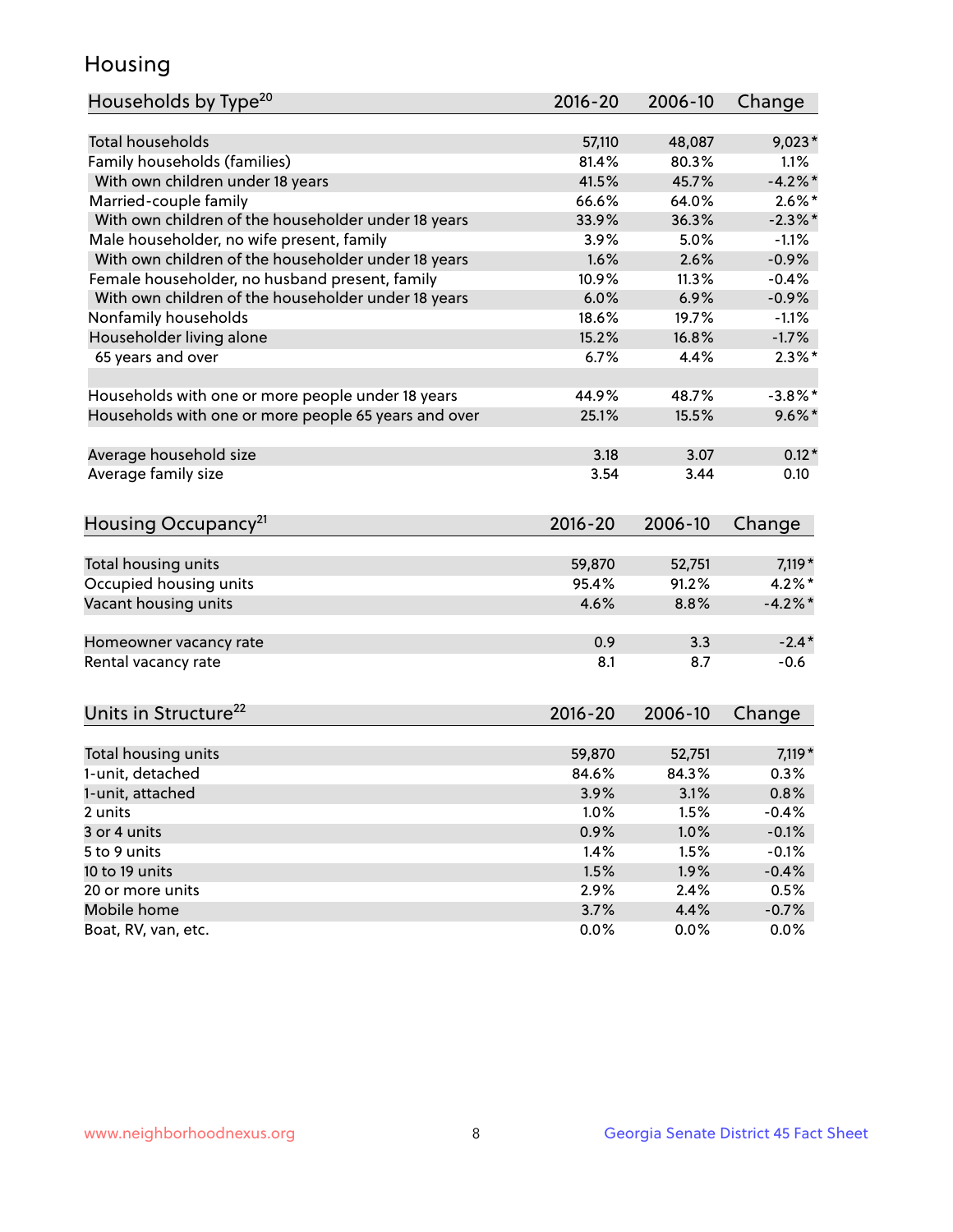# Housing

| Households by Type[20] | 2016-20 | 2006-10 | Change |
|---|---|---|---|
| Total households | 57,110 | 48,087 | 9,023* |
| Family households (families) | 81.4% | 80.3% | 1.1% |
| With own children under 18 years | 41.5% | 45.7% | -4.2%* |
| Married-couple family | 66.6% | 64.0% | 2.6%* |
| With own children of the householder under 18 years | 33.9% | 36.3% | -2.3%* |
| Male householder, no wife present, family | 3.9% | 5.0% | -1.1% |
| With own children of the householder under 18 years | 1.6% | 2.6% | -0.9% |
| Female householder, no husband present, family | 10.9% | 11.3% | -0.4% |
| With own children of the householder under 18 years | 6.0% | 6.9% | -0.9% |
| Nonfamily households | 18.6% | 19.7% | -1.1% |
| Householder living alone | 15.2% | 16.8% | -1.7% |
| 65 years and over | 6.7% | 4.4% | 2.3%* |
| | | | |
| Households with one or more people under 18 years | 44.9% | 48.7% | -3.8%* |
| Households with one or more people 65 years and over | 25.1% | 15.5% | 9.6%* |
| | | | |
| Average household size | 3.18 | 3.07 | 0.12* |
| Average family size | 3.54 | 3.44 | 0.10 |

| Housing Occupancy[21] | 2016-20 | 2006-10 | Change |
|---|---|---|---|
| Total housing units | 59,870 | 52,751 | 7,119* |
| Occupied housing units | 95.4% | 91.2% | 4.2%* |
| Vacant housing units | 4.6% | 8.8% | -4.2%* |
| | | | |
| Homeowner vacancy rate | 0.9 | 3.3 | -2.4* |
| Rental vacancy rate | 8.1 | 8.7 | -0.6 |

| Units in Structure[22] | 2016-20 | 2006-10 | Change |
|---|---|---|---|
| Total housing units | 59,870 | 52,751 | 7,119* |
| 1-unit, detached | 84.6% | 84.3% | 0.3% |
| 1-unit, attached | 3.9% | 3.1% | 0.8% |
| 2 units | 1.0% | 1.5% | -0.4% |
| 3 or 4 units | 0.9% | 1.0% | -0.1% |
| 5 to 9 units | 1.4% | 1.5% | -0.1% |
| 10 to 19 units | 1.5% | 1.9% | -0.4% |
| 20 or more units | 2.9% | 2.4% | 0.5% |
| Mobile home | 3.7% | 4.4% | -0.7% |
| Boat, RV, van, etc. | 0.0% | 0.0% | 0.0% |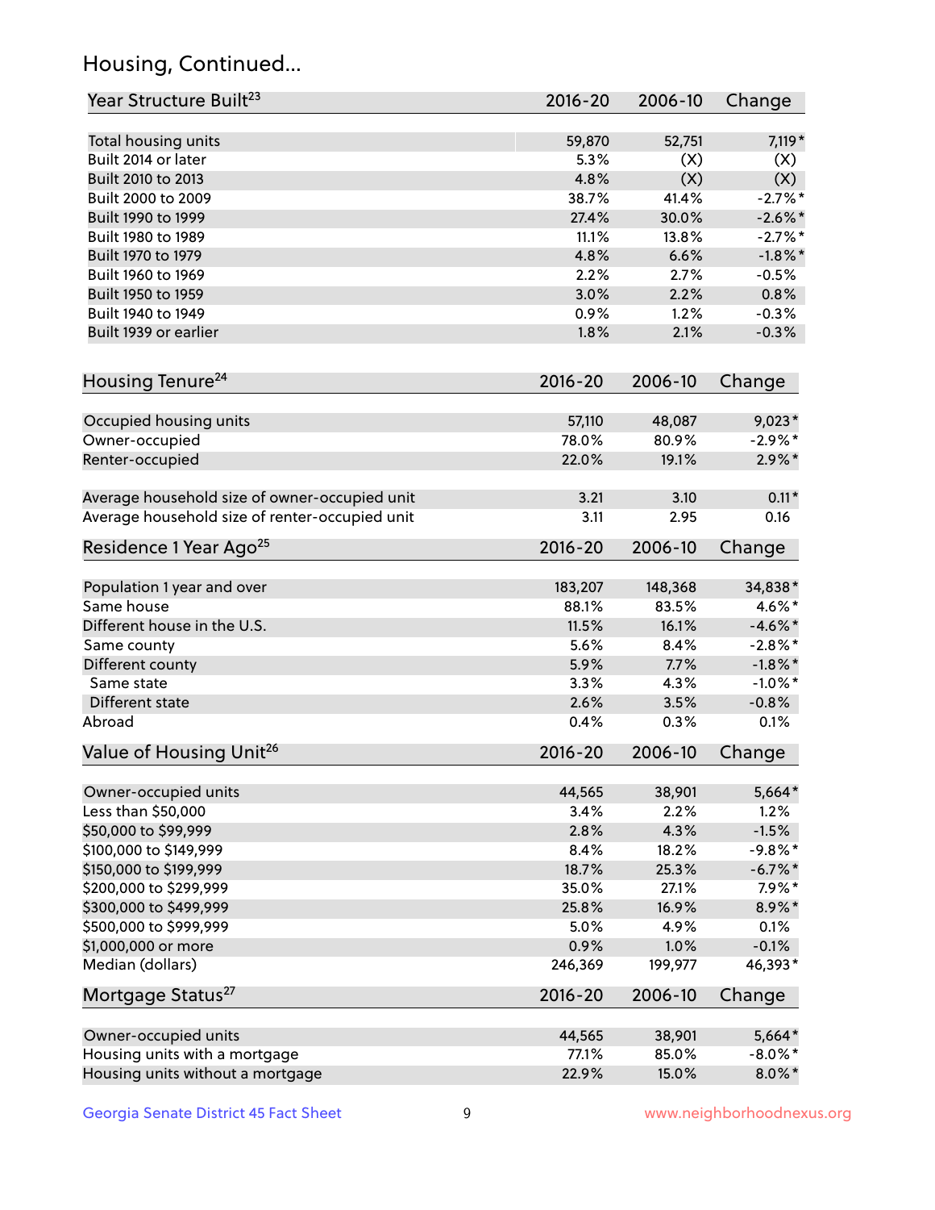## Housing, Continued...

| Year Structure Built[23] | 2016-20 | 2006-10 | Change |
|---|---|---|---|
| Total housing units | 59,870 | 52,751 | 7,119* |
| Built 2014 or later | 5.3% | (X) | (X) |
| Built 2010 to 2013 | 4.8% | (X) | (X) |
| Built 2000 to 2009 | 38.7% | 41.4% | -2.7%* |
| Built 1990 to 1999 | 27.4% | 30.0% | -2.6%* |
| Built 1980 to 1989 | 11.1% | 13.8% | -2.7%* |
| Built 1970 to 1979 | 4.8% | 6.6% | -1.8%* |
| Built 1960 to 1969 | 2.2% | 2.7% | -0.5% |
| Built 1950 to 1959 | 3.0% | 2.2% | 0.8% |
| Built 1940 to 1949 | 0.9% | 1.2% | -0.3% |
| Built 1939 or earlier | 1.8% | 2.1% | -0.3% |

| Housing Tenure[24] | 2016-20 | 2006-10 | Change |
|---|---|---|---|
| Occupied housing units | 57,110 | 48,087 | 9,023* |
| Owner-occupied | 78.0% | 80.9% | -2.9%* |
| Renter-occupied | 22.0% | 19.1% | 2.9%* |
| Average household size of owner-occupied unit | 3.21 | 3.10 | 0.11* |
| Average household size of renter-occupied unit | 3.11 | 2.95 | 0.16 |

| Residence 1 Year Ago[25] | 2016-20 | 2006-10 | Change |
|---|---|---|---|
| Population 1 year and over | 183,207 | 148,368 | 34,838* |
| Same house | 88.1% | 83.5% | 4.6%* |
| Different house in the U.S. | 11.5% | 16.1% | -4.6%* |
| Same county | 5.6% | 8.4% | -2.8%* |
| Different county | 5.9% | 7.7% | -1.8%* |
| Same state | 3.3% | 4.3% | -1.0%* |
| Different state | 2.6% | 3.5% | -0.8% |
| Abroad | 0.4% | 0.3% | 0.1% |

| Value of Housing Unit[26] | 2016-20 | 2006-10 | Change |
|---|---|---|---|
| Owner-occupied units | 44,565 | 38,901 | 5,664* |
| Less than $50,000 | 3.4% | 2.2% | 1.2% |
| $50,000 to $99,999 | 2.8% | 4.3% | -1.5% |
| $100,000 to $149,999 | 8.4% | 18.2% | -9.8%* |
| $150,000 to $199,999 | 18.7% | 25.3% | -6.7%* |
| $200,000 to $299,999 | 35.0% | 27.1% | 7.9%* |
| $300,000 to $499,999 | 25.8% | 16.9% | 8.9%* |
| $500,000 to $999,999 | 5.0% | 4.9% | 0.1% |
| $1,000,000 or more | 0.9% | 1.0% | -0.1% |
| Median (dollars) | 246,369 | 199,977 | 46,393* |

| Mortgage Status[27] | 2016-20 | 2006-10 | Change |
|---|---|---|---|
| Owner-occupied units | 44,565 | 38,901 | 5,664* |
| Housing units with a mortgage | 77.1% | 85.0% | -8.0%* |
| Housing units without a mortgage | 22.9% | 15.0% | 8.0%* |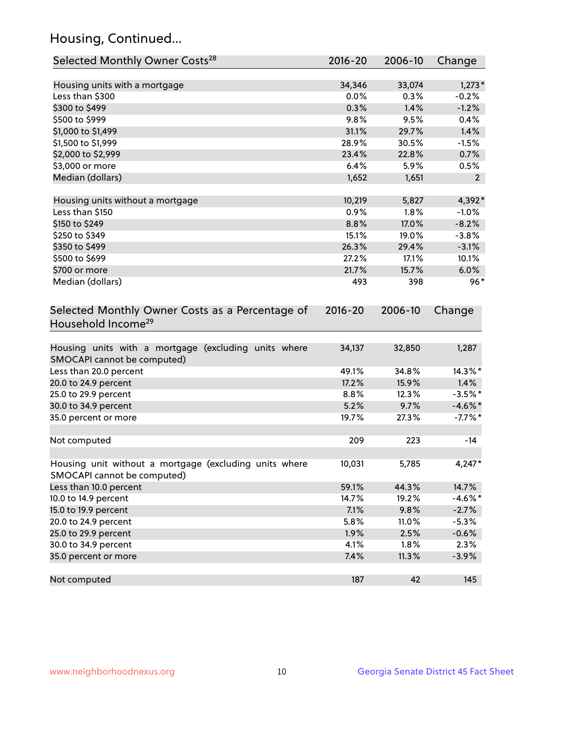## Housing, Continued...

| Selected Monthly Owner Costs[28] | 2016-20 | 2006-10 | Change |
|---|---|---|---|
| Housing units with a mortgage | 34,346 | 33,074 | 1,273* |
| Less than $300 | 0.0% | 0.3% | -0.2% |
| $300 to $499 | 0.3% | 1.4% | -1.2% |
| $500 to $999 | 9.8% | 9.5% | 0.4% |
| $1,000 to $1,499 | 31.1% | 29.7% | 1.4% |
| $1,500 to $1,999 | 28.9% | 30.5% | -1.5% |
| $2,000 to $2,999 | 23.4% | 22.8% | 0.7% |
| $3,000 or more | 6.4% | 5.9% | 0.5% |
| Median (dollars) | 1,652 | 1,651 | 2 |
| | | | |
| Housing units without a mortgage | 10,219 | 5,827 | 4,392* |
| Less than $150 | 0.9% | 1.8% | -1.0% |
| $150 to $249 | 8.8% | 17.0% | -8.2% |
| $250 to $349 | 15.1% | 19.0% | -3.8% |
| $350 to $499 | 26.3% | 29.4% | -3.1% |
| $500 to $699 | 27.2% | 17.1% | 10.1% |
| $700 or more | 21.7% | 15.7% | 6.0% |
| Median (dollars) | 493 | 398 | 96* |

| Selected Monthly Owner Costs as a Percentage of Household Income[29] | 2016-20 | 2006-10 | Change |
|---|---|---|---|
| Housing units with a mortgage (excluding units where SMOCAPI cannot be computed) | 34,137 | 32,850 | 1,287 |
| Less than 20.0 percent | 49.1% | 34.8% | 14.3%* |
| 20.0 to 24.9 percent | 17.2% | 15.9% | 1.4% |
| 25.0 to 29.9 percent | 8.8% | 12.3% | -3.5%* |
| 30.0 to 34.9 percent | 5.2% | 9.7% | -4.6%* |
| 35.0 percent or more | 19.7% | 27.3% | -7.7%* |
| | | | |
| Not computed | 209 | 223 | -14 |
| | | | |
| Housing unit without a mortgage (excluding units where SMOCAPI cannot be computed) | 10,031 | 5,785 | 4,247* |
| Less than 10.0 percent | 59.1% | 44.3% | 14.7% |
| 10.0 to 14.9 percent | 14.7% | 19.2% | -4.6%* |
| 15.0 to 19.9 percent | 7.1% | 9.8% | -2.7% |
| 20.0 to 24.9 percent | 5.8% | 11.0% | -5.3% |
| 25.0 to 29.9 percent | 1.9% | 2.5% | -0.6% |
| 30.0 to 34.9 percent | 4.1% | 1.8% | 2.3% |
| 35.0 percent or more | 7.4% | 11.3% | -3.9% |
| | | | |
| Not computed | 187 | 42 | 145 |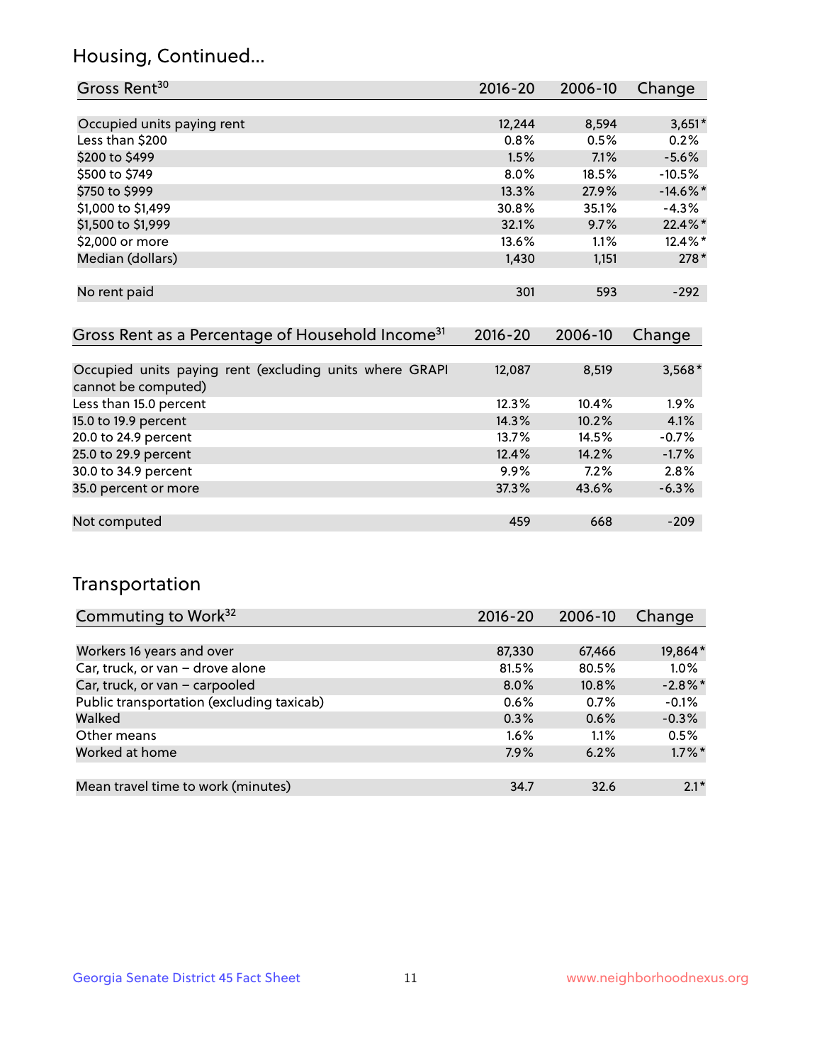## Housing, Continued...

| Gross Rent[30] | 2016-20 | 2006-10 | Change |
|---|---|---|---|
| Occupied units paying rent | 12,244 | 8,594 | 3,651* |
| Less than $200 | 0.8% | 0.5% | 0.2% |
| $200 to $499 | 1.5% | 7.1% | -5.6% |
| $500 to $749 | 8.0% | 18.5% | -10.5% |
| $750 to $999 | 13.3% | 27.9% | -14.6%* |
| $1,000 to $1,499 | 30.8% | 35.1% | -4.3% |
| $1,500 to $1,999 | 32.1% | 9.7% | 22.4%* |
| $2,000 or more | 13.6% | 1.1% | 12.4%* |
| Median (dollars) | 1,430 | 1,151 | 278* |
| No rent paid | 301 | 593 | -292 |

| Gross Rent as a Percentage of Household Income[31] | 2016-20 | 2006-10 | Change |
|---|---|---|---|
| Occupied units paying rent (excluding units where GRAPI cannot be computed) | 12,087 | 8,519 | 3,568* |
| Less than 15.0 percent | 12.3% | 10.4% | 1.9% |
| 15.0 to 19.9 percent | 14.3% | 10.2% | 4.1% |
| 20.0 to 24.9 percent | 13.7% | 14.5% | -0.7% |
| 25.0 to 29.9 percent | 12.4% | 14.2% | -1.7% |
| 30.0 to 34.9 percent | 9.9% | 7.2% | 2.8% |
| 35.0 percent or more | 37.3% | 43.6% | -6.3% |
| Not computed | 459 | 668 | -209 |

## Transportation

| Commuting to Work[32] | 2016-20 | 2006-10 | Change |
|---|---|---|---|
| Workers 16 years and over | 87,330 | 67,466 | 19,864* |
| Car, truck, or van – drove alone | 81.5% | 80.5% | 1.0% |
| Car, truck, or van – carpooled | 8.0% | 10.8% | -2.8%* |
| Public transportation (excluding taxicab) | 0.6% | 0.7% | -0.1% |
| Walked | 0.3% | 0.6% | -0.3% |
| Other means | 1.6% | 1.1% | 0.5% |
| Worked at home | 7.9% | 6.2% | 1.7%* |
| Mean travel time to work (minutes) | 34.7 | 32.6 | 2.1* |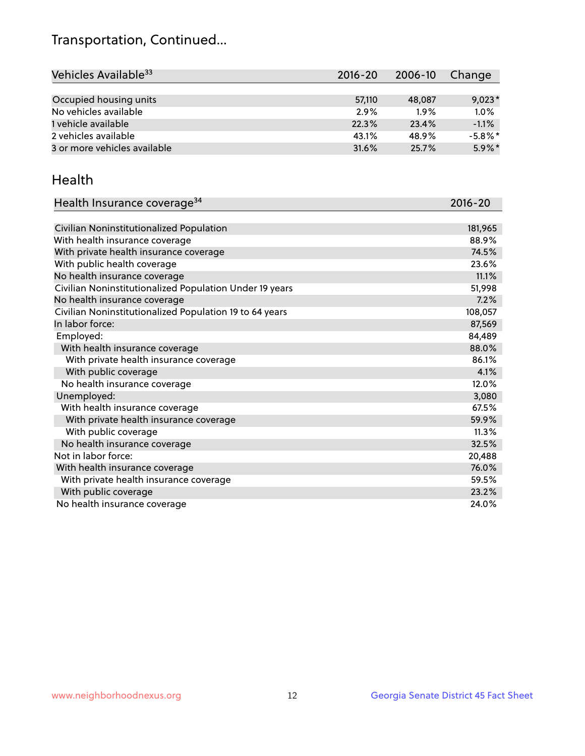# Transportation, Continued...

| Vehicles Available[33] | 2016-20 | 2006-10 | Change |
|---|---|---|---|
| Occupied housing units | 57,110 | 48,087 | 9,023* |
| No vehicles available | 2.9% | 1.9% | 1.0% |
| 1 vehicle available | 22.3% | 23.4% | -1.1% |
| 2 vehicles available | 43.1% | 48.9% | -5.8%* |
| 3 or more vehicles available | 31.6% | 25.7% | 5.9%* |

## Health

| Health Insurance coverage[34] | 2016-20 |
|---|---|
| Civilian Noninstitutionalized Population | 181,965 |
| With health insurance coverage | 88.9% |
| With private health insurance coverage | 74.5% |
| With public health coverage | 23.6% |
| No health insurance coverage | 11.1% |
| Civilian Noninstitutionalized Population Under 19 years | 51,998 |
| No health insurance coverage | 7.2% |
| Civilian Noninstitutionalized Population 19 to 64 years | 108,057 |
| In labor force: | 87,569 |
| Employed: | 84,489 |
| With health insurance coverage | 88.0% |
| With private health insurance coverage | 86.1% |
| With public coverage | 4.1% |
| No health insurance coverage | 12.0% |
| Unemployed: | 3,080 |
| With health insurance coverage | 67.5% |
| With private health insurance coverage | 59.9% |
| With public coverage | 11.3% |
| No health insurance coverage | 32.5% |
| Not in labor force: | 20,488 |
| With health insurance coverage | 76.0% |
| With private health insurance coverage | 59.5% |
| With public coverage | 23.2% |
| No health insurance coverage | 24.0% |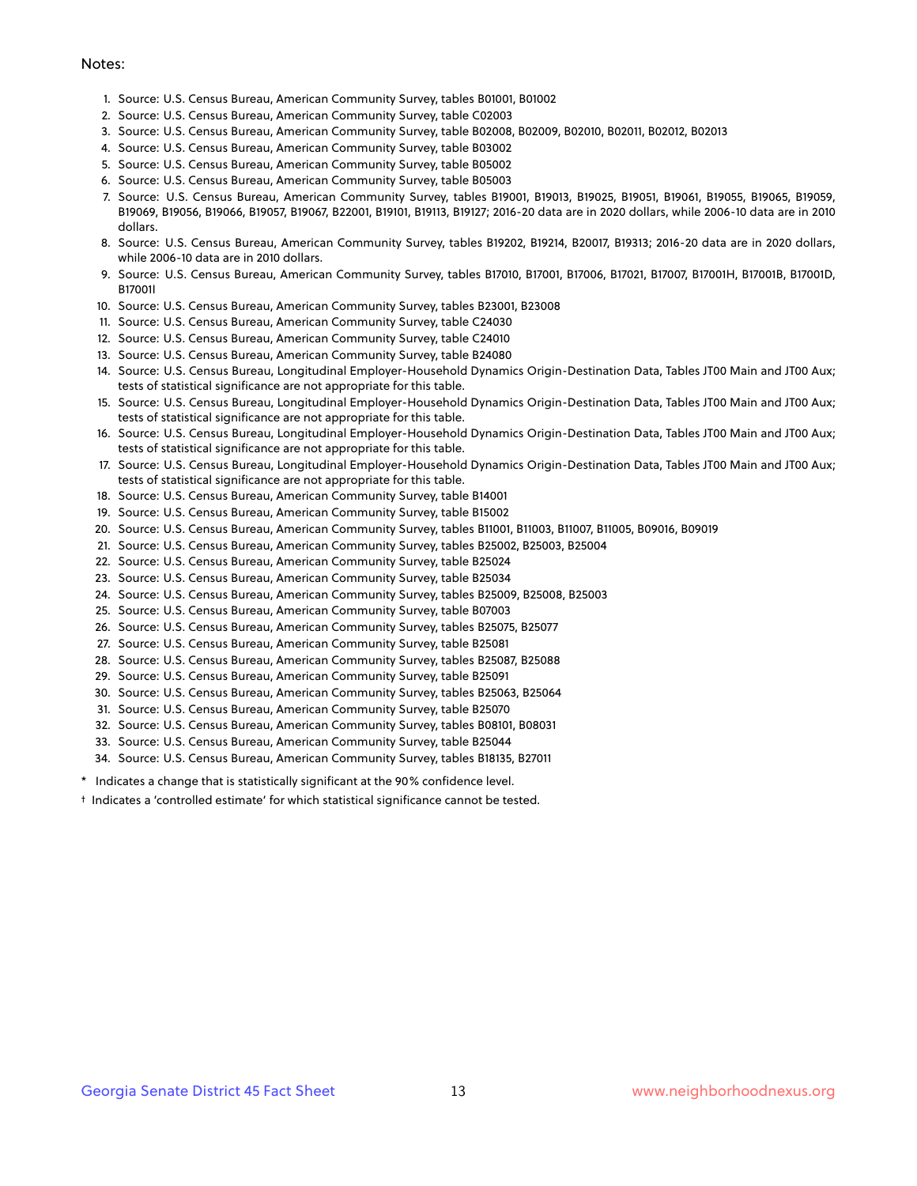Notes:

1. Source: U.S. Census Bureau, American Community Survey, tables B01001, B01002
2. Source: U.S. Census Bureau, American Community Survey, table C02003
3. Source: U.S. Census Bureau, American Community Survey, table B02008, B02009, B02010, B02011, B02012, B02013
4. Source: U.S. Census Bureau, American Community Survey, table B03002
5. Source: U.S. Census Bureau, American Community Survey, table B05002
6. Source: U.S. Census Bureau, American Community Survey, table B05003
7. Source: U.S. Census Bureau, American Community Survey, tables B19001, B19013, B19025, B19051, B19061, B19055, B19065, B19059, B19069, B19056, B19066, B19057, B19067, B22001, B19101, B19113, B19127; 2016-20 data are in 2020 dollars, while 2006-10 data are in 2010 dollars.
8. Source: U.S. Census Bureau, American Community Survey, tables B19202, B19214, B20017, B19313; 2016-20 data are in 2020 dollars, while 2006-10 data are in 2010 dollars.
9. Source: U.S. Census Bureau, American Community Survey, tables B17010, B17001, B17006, B17021, B17007, B17001H, B17001B, B17001D, B17001I
10. Source: U.S. Census Bureau, American Community Survey, tables B23001, B23008
11. Source: U.S. Census Bureau, American Community Survey, table C24030
12. Source: U.S. Census Bureau, American Community Survey, table C24010
13. Source: U.S. Census Bureau, American Community Survey, table B24080
14. Source: U.S. Census Bureau, Longitudinal Employer-Household Dynamics Origin-Destination Data, Tables JT00 Main and JT00 Aux; tests of statistical significance are not appropriate for this table.
15. Source: U.S. Census Bureau, Longitudinal Employer-Household Dynamics Origin-Destination Data, Tables JT00 Main and JT00 Aux; tests of statistical significance are not appropriate for this table.
16. Source: U.S. Census Bureau, Longitudinal Employer-Household Dynamics Origin-Destination Data, Tables JT00 Main and JT00 Aux; tests of statistical significance are not appropriate for this table.
17. Source: U.S. Census Bureau, Longitudinal Employer-Household Dynamics Origin-Destination Data, Tables JT00 Main and JT00 Aux; tests of statistical significance are not appropriate for this table.
18. Source: U.S. Census Bureau, American Community Survey, table B14001
19. Source: U.S. Census Bureau, American Community Survey, table B15002
20. Source: U.S. Census Bureau, American Community Survey, tables B11001, B11003, B11007, B11005, B09016, B09019
21. Source: U.S. Census Bureau, American Community Survey, tables B25002, B25003, B25004
22. Source: U.S. Census Bureau, American Community Survey, table B25024
23. Source: U.S. Census Bureau, American Community Survey, table B25034
24. Source: U.S. Census Bureau, American Community Survey, tables B25009, B25008, B25003
25. Source: U.S. Census Bureau, American Community Survey, table B07003
26. Source: U.S. Census Bureau, American Community Survey, tables B25075, B25077
27. Source: U.S. Census Bureau, American Community Survey, table B25081
28. Source: U.S. Census Bureau, American Community Survey, tables B25087, B25088
29. Source: U.S. Census Bureau, American Community Survey, table B25091
30. Source: U.S. Census Bureau, American Community Survey, tables B25063, B25064
31. Source: U.S. Census Bureau, American Community Survey, table B25070
32. Source: U.S. Census Bureau, American Community Survey, tables B08101, B08031
33. Source: U.S. Census Bureau, American Community Survey, table B25044
34. Source: U.S. Census Bureau, American Community Survey, tables B18135, B27011

\* Indicates a change that is statistically significant at the 90% confidence level.

† Indicates a 'controlled estimate' for which statistical significance cannot be tested.